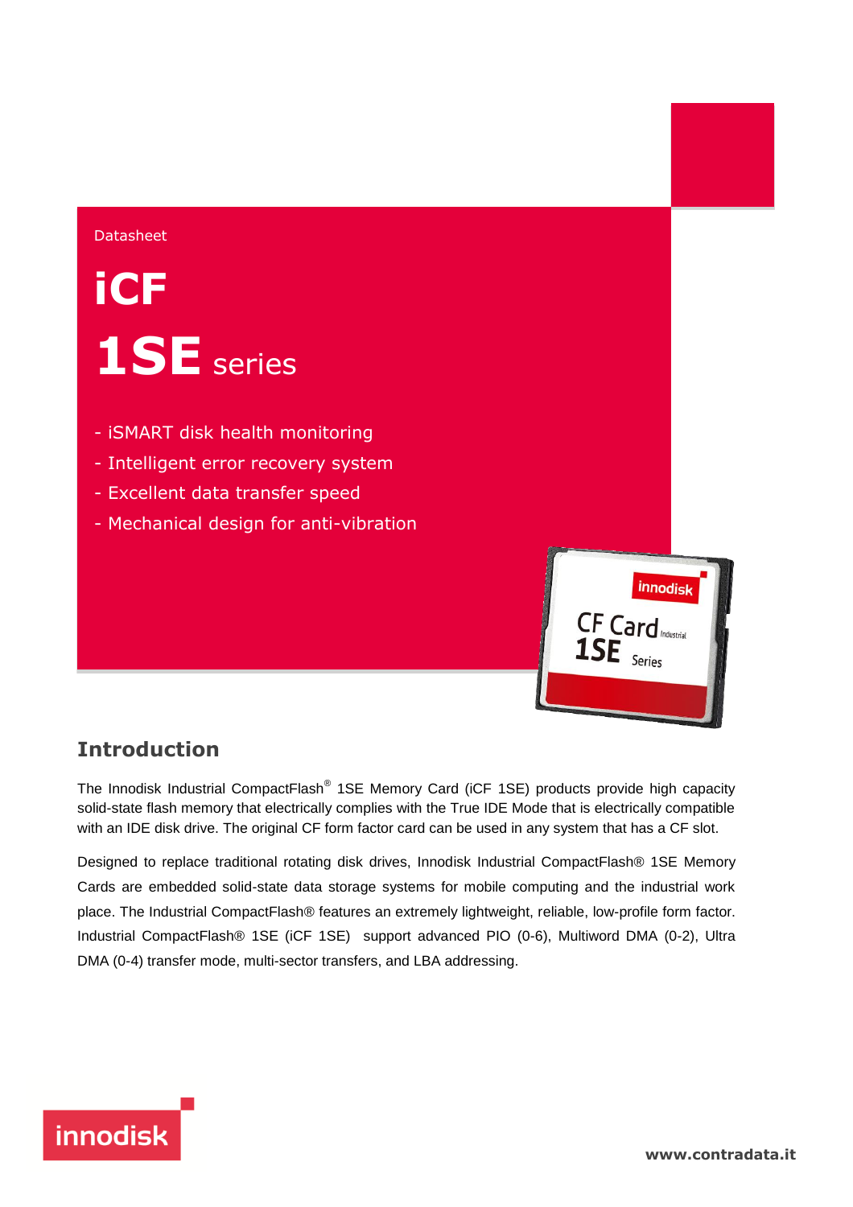Datasheet

# iCF

# 1SE series

- iSMART disk health monitoring
- Intelligent error recovery system
- Excellent data transfer speed
- Mechanical design for anti-vibration

## Introduction

The Innodisk Industrial CompactFlash® 1SE Memory Card (iCF 1SE) products provide high capacity solid-state flash memory that electrically complies with the True IDE Mode that is electrically compatible with an IDE disk drive. The original CF form factor card can be used in any system that has a CF slot.

Designed to replace traditional rotating disk drives, Innodisk Industrial CompactFlash® 1SE Memory Cards are embedded solid-state data storage systems for mobile computing and the industrial work place. The Industrial CompactFlash® features an extremely lightweight, reliable, low-profile form factor. Industrial CompactFlash® 1SE (iCF 1SE) support advanced PIO (0-6), Multiword DMA (0-2), Ultra DMA (0-4) transfer mode, multi-sector transfers, and LBA addressing.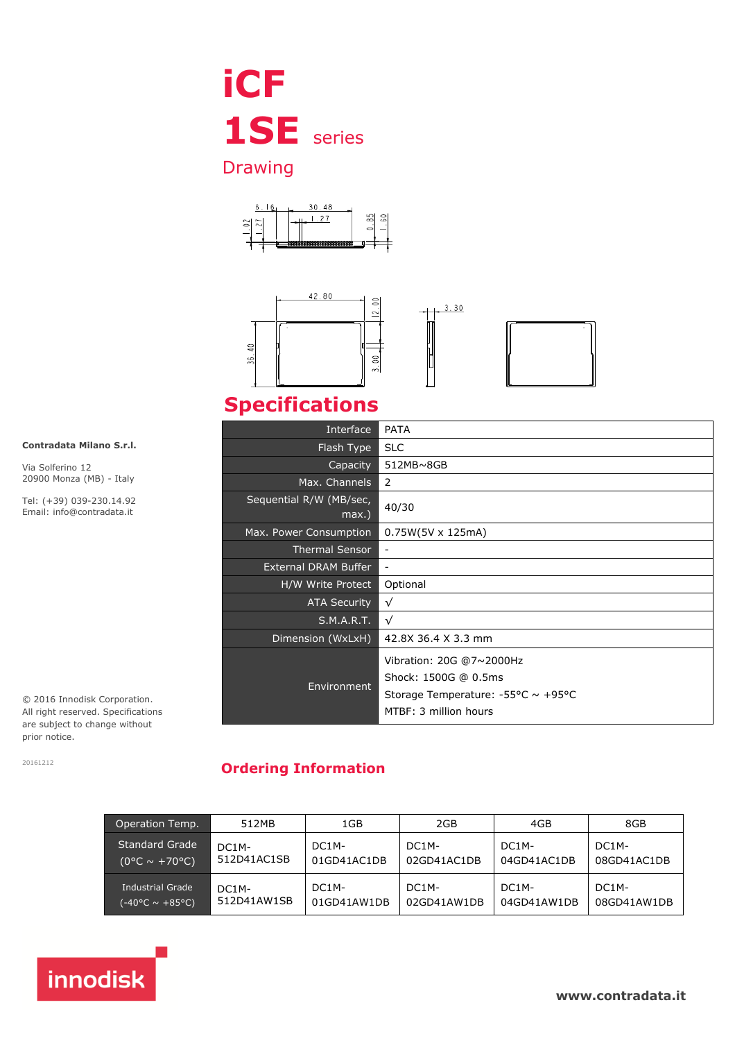# iCF

# 1SE series

## Drawing

6.16
30.48
1.27
1.02
1.27
0.85
1.60
42.80
12.00
36.40
3.00
3.30

## Specifications

| | |
|---|---|
| Interface | PATA |
| Flash Type | SLC |
| Capacity | 512MB~8GB |
| Max. Channels | 2 |
| Sequential R/W (MB/sec, max.) | 40/30 |
| Max. Power Consumption | 0.75W(5V x 125mA) |
| Thermal Sensor | - |
| External DRAM Buffer | - |
| H/W Write Protect | Optional |
| ATA Security | √ |
| S.M.A.R.T. | √ |
| Dimension (WxLxH) | 42.8X 36.4 X 3.3 mm |
| Environment | Vibration: 20G @7~2000Hz<br>Shock: 1500G @ 0.5ms<br>Storage Temperature: -55°C ~ +95°C<br>MTBF: 3 million hours |

**Contradata Milano S.r.l.**

Via Solferino 12
20900 Monza (MB) - Italy

Tel: (+39) 039-230.14.92
Email: info@contradata.it

© 2016 Innodisk Corporation.
All right reserved. Specifications are subject to change without prior notice.

20161212

## Ordering Information

| Operation Temp. | 512MB | 1GB | 2GB | 4GB | 8GB |
|---|---|---|---|---|---|
| Standard Grade (0°C ~ +70°C) | DC1M-512D41AC1SB | DC1M-01GD41AC1DB | DC1M-02GD41AC1DB | DC1M-04GD41AC1DB | DC1M-08GD41AC1DB |
| Industrial Grade (-40°C ~ +85°C) | DC1M-512D41AW1SB | DC1M-01GD41AW1DB | DC1M-02GD41AW1DB | DC1M-04GD41AW1DB | DC1M-08GD41AW1DB |

innodisk

www.contradata.it